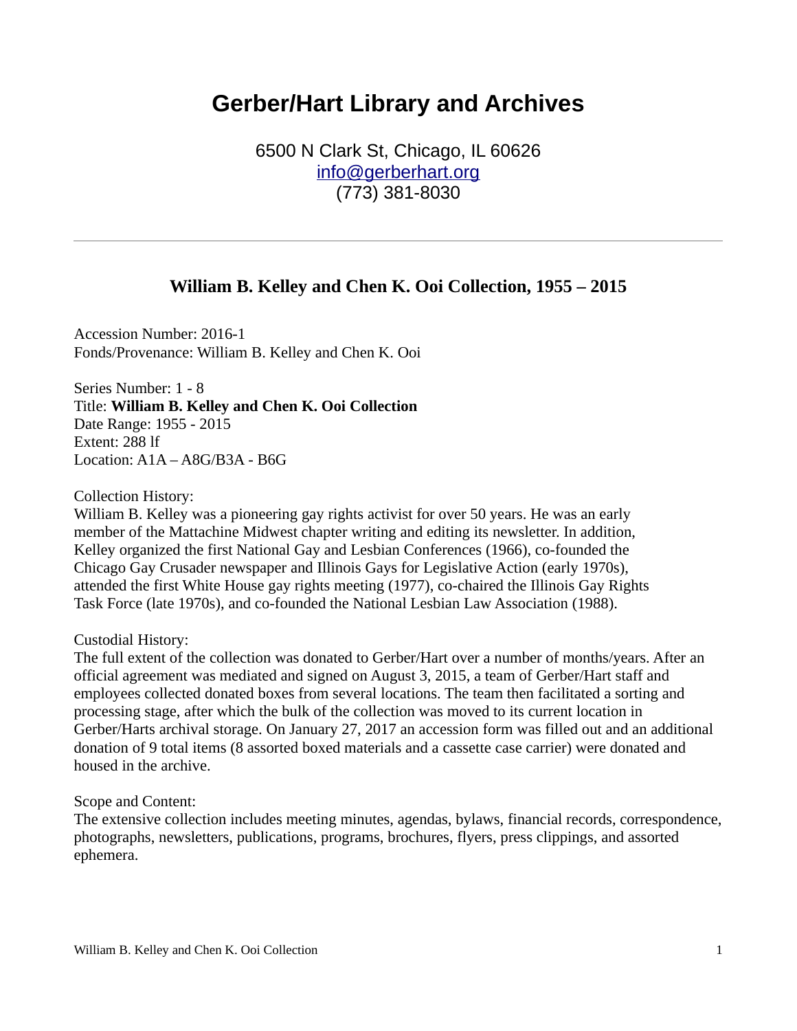# Gerber/Hart Library and Archives

6500 N Clark St, Chicago, IL 60626
info@gerberhart.org
(773) 381-8030

---

## William B. Kelley and Chen K. Ooi Collection, 1955 – 2015

Accession Number: 2016-1
Fonds/Provenance: William B. Kelley and Chen K. Ooi

Series Number: 1 - 8
Title: **William B. Kelley and Chen K. Ooi Collection**
Date Range: 1955 - 2015
Extent: 288 lf
Location: A1A – A8G/B3A - B6G

Collection History:
William B. Kelley was a pioneering gay rights activist for over 50 years. He was an early member of the Mattachine Midwest chapter writing and editing its newsletter. In addition, Kelley organized the first National Gay and Lesbian Conferences (1966), co-founded the Chicago Gay Crusader newspaper and Illinois Gays for Legislative Action (early 1970s), attended the first White House gay rights meeting (1977), co-chaired the Illinois Gay Rights Task Force (late 1970s), and co-founded the National Lesbian Law Association (1988).

Custodial History:
The full extent of the collection was donated to Gerber/Hart over a number of months/years. After an official agreement was mediated and signed on August 3, 2015, a team of Gerber/Hart staff and employees collected donated boxes from several locations. The team then facilitated a sorting and processing stage, after which the bulk of the collection was moved to its current location in Gerber/Harts archival storage. On January 27, 2017 an accession form was filled out and an additional donation of 9 total items (8 assorted boxed materials and a cassette case carrier) were donated and housed in the archive.

Scope and Content:
The extensive collection includes meeting minutes, agendas, bylaws, financial records, correspondence, photographs, newsletters, publications, programs, brochures, flyers, press clippings, and assorted ephemera.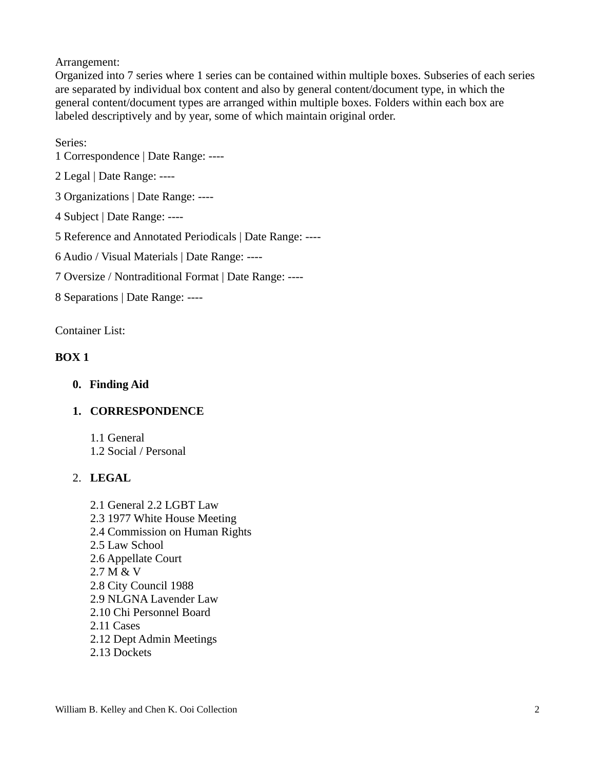Arrangement:
Organized into 7 series where 1 series can be contained within multiple boxes. Subseries of each series are separated by individual box content and also by general content/document type, in which the general content/document types are arranged within multiple boxes. Folders within each box are labeled descriptively and by year, some of which maintain original order.

Series:
1 Correspondence | Date Range: ----

2 Legal | Date Range: ----

3 Organizations | Date Range: ----

4 Subject | Date Range: ----

5 Reference and Annotated Periodicals | Date Range: ----

6 Audio / Visual Materials | Date Range: ----

7 Oversize / Nontraditional Format | Date Range: ----

8 Separations | Date Range: ----

Container List:

**BOX 1**

0. **Finding Aid**

1. **CORRESPONDENCE**

   1.1 General
   1.2 Social / Personal

2. **LEGAL**

   2.1 General 2.2 LGBT Law
   2.3 1977 White House Meeting
   2.4 Commission on Human Rights
   2.5 Law School
   2.6 Appellate Court
   2.7 M & V
   2.8 City Council 1988
   2.9 NLGNA Lavender Law
   2.10 Chi Personnel Board
   2.11 Cases
   2.12 Dept Admin Meetings
   2.13 Dockets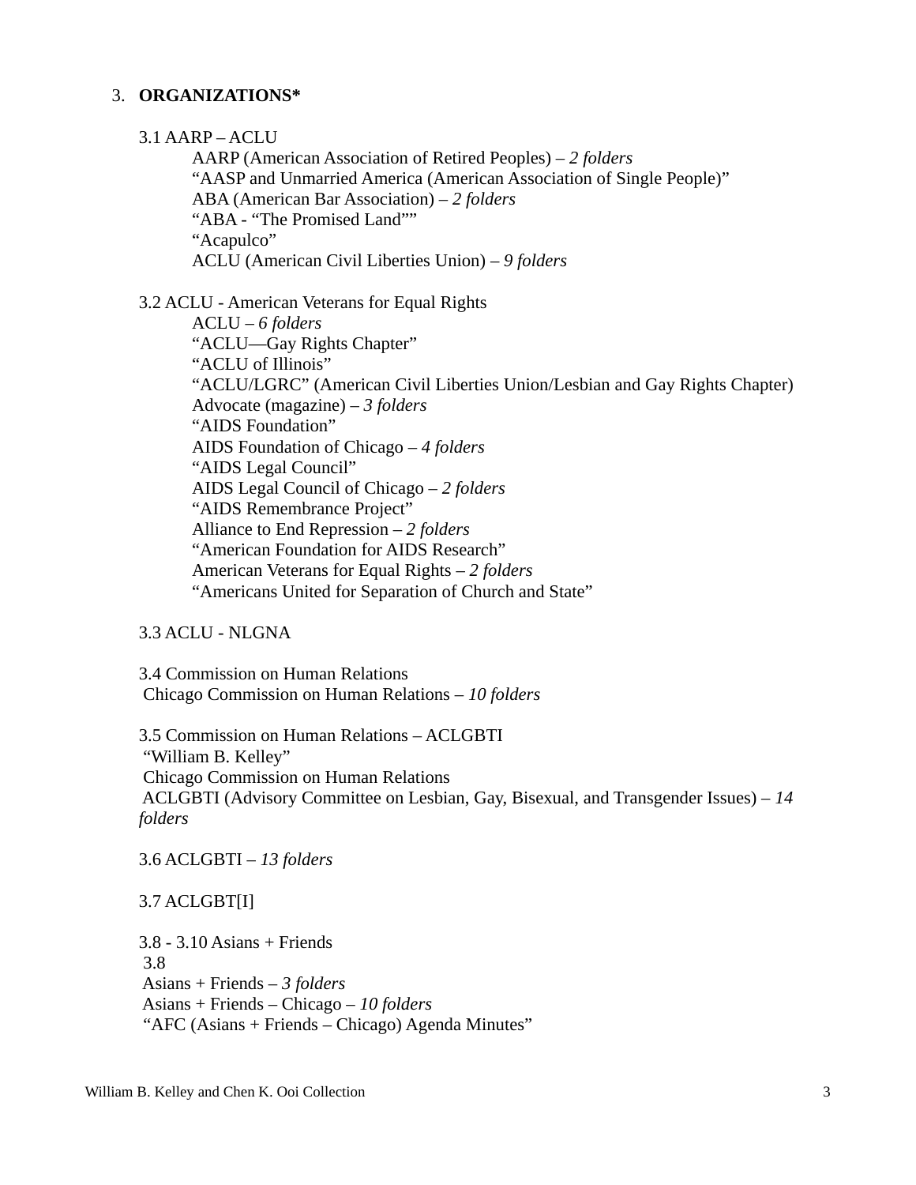3. **ORGANIZATIONS***

3.1 AARP – ACLU

AARP (American Association of Retired Peoples) – *2 folders*
"AASP and Unmarried America (American Association of Single People)"
ABA (American Bar Association) – *2 folders*
"ABA - "The Promised Land""
"Acapulco"
ACLU (American Civil Liberties Union) – *9 folders*

3.2 ACLU - American Veterans for Equal Rights

ACLU – *6 folders*
"ACLU—Gay Rights Chapter"
"ACLU of Illinois"
"ACLU/LGRC" (American Civil Liberties Union/Lesbian and Gay Rights Chapter)
Advocate (magazine) – *3 folders*
"AIDS Foundation"
AIDS Foundation of Chicago – *4 folders*
"AIDS Legal Council"
AIDS Legal Council of Chicago – *2 folders*
"AIDS Remembrance Project"
Alliance to End Repression – *2 folders*
"American Foundation for AIDS Research"
American Veterans for Equal Rights – *2 folders*
"Americans United for Separation of Church and State"

3.3 ACLU - NLGNA

3.4 Commission on Human Relations

Chicago Commission on Human Relations – *10 folders*

3.5 Commission on Human Relations – ACLGBTI

"William B. Kelley"
Chicago Commission on Human Relations
ACLGBTI (Advisory Committee on Lesbian, Gay, Bisexual, and Transgender Issues) – *14 folders*

3.6 ACLGBTI – *13 folders*

3.7 ACLGBT[I]

3.8 - 3.10 Asians + Friends

3.8
Asians + Friends – *3 folders*
Asians + Friends – Chicago – *10 folders*
"AFC (Asians + Friends – Chicago) Agenda Minutes"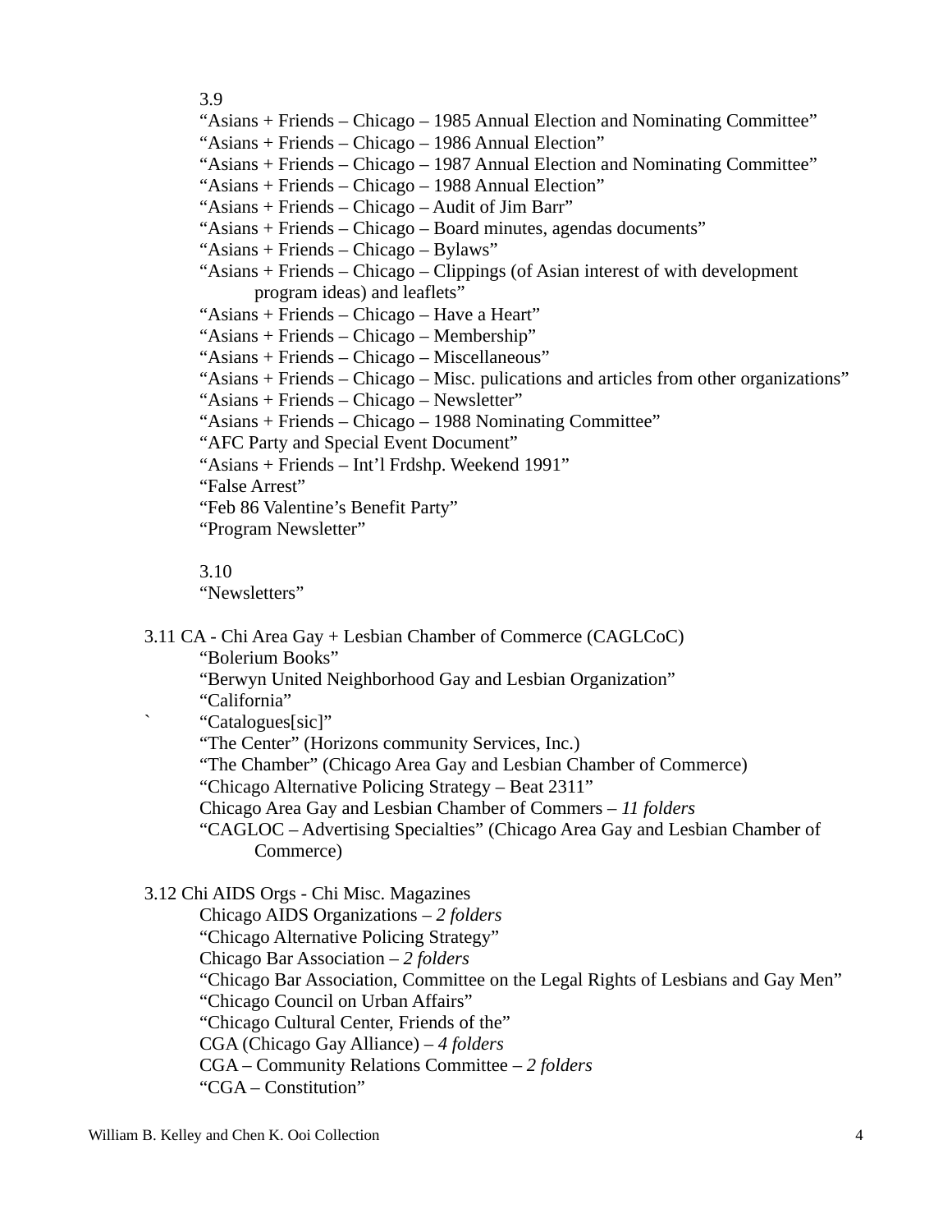3.9

"Asians + Friends – Chicago – 1985 Annual Election and Nominating Committee"
"Asians + Friends – Chicago – 1986 Annual Election"
"Asians + Friends – Chicago – 1987 Annual Election and Nominating Committee"
"Asians + Friends – Chicago – 1988 Annual Election"
"Asians + Friends – Chicago – Audit of Jim Barr"
"Asians + Friends – Chicago – Board minutes, agendas documents"
"Asians + Friends – Chicago – Bylaws"
"Asians + Friends – Chicago – Clippings (of Asian interest of with development program ideas) and leaflets"
"Asians + Friends – Chicago – Have a Heart"
"Asians + Friends – Chicago – Membership"
"Asians + Friends – Chicago – Miscellaneous"
"Asians + Friends – Chicago – Misc. pulications and articles from other organizations"
"Asians + Friends – Chicago – Newsletter"
"Asians + Friends – Chicago – 1988 Nominating Committee"
"AFC Party and Special Event Document"
"Asians + Friends – Int'l Frdshp. Weekend 1991"
"False Arrest"
"Feb 86 Valentine's Benefit Party"
"Program Newsletter"

3.10

"Newsletters"

3.11 CA - Chi Area Gay + Lesbian Chamber of Commerce (CAGLCoC)

"Bolerium Books"
"Berwyn United Neighborhood Gay and Lesbian Organization"
"California"
` "Catalogues[sic]"
"The Center" (Horizons community Services, Inc.)
"The Chamber" (Chicago Area Gay and Lesbian Chamber of Commerce)
"Chicago Alternative Policing Strategy – Beat 2311"
Chicago Area Gay and Lesbian Chamber of Commers – *11 folders*
"CAGLOC – Advertising Specialties" (Chicago Area Gay and Lesbian Chamber of Commerce)

3.12 Chi AIDS Orgs - Chi Misc. Magazines

Chicago AIDS Organizations – *2 folders*
"Chicago Alternative Policing Strategy"
Chicago Bar Association – *2 folders*
"Chicago Bar Association, Committee on the Legal Rights of Lesbians and Gay Men"
"Chicago Council on Urban Affairs"
"Chicago Cultural Center, Friends of the"
CGA (Chicago Gay Alliance) – *4 folders*
CGA – Community Relations Committee – *2 folders*
"CGA – Constitution"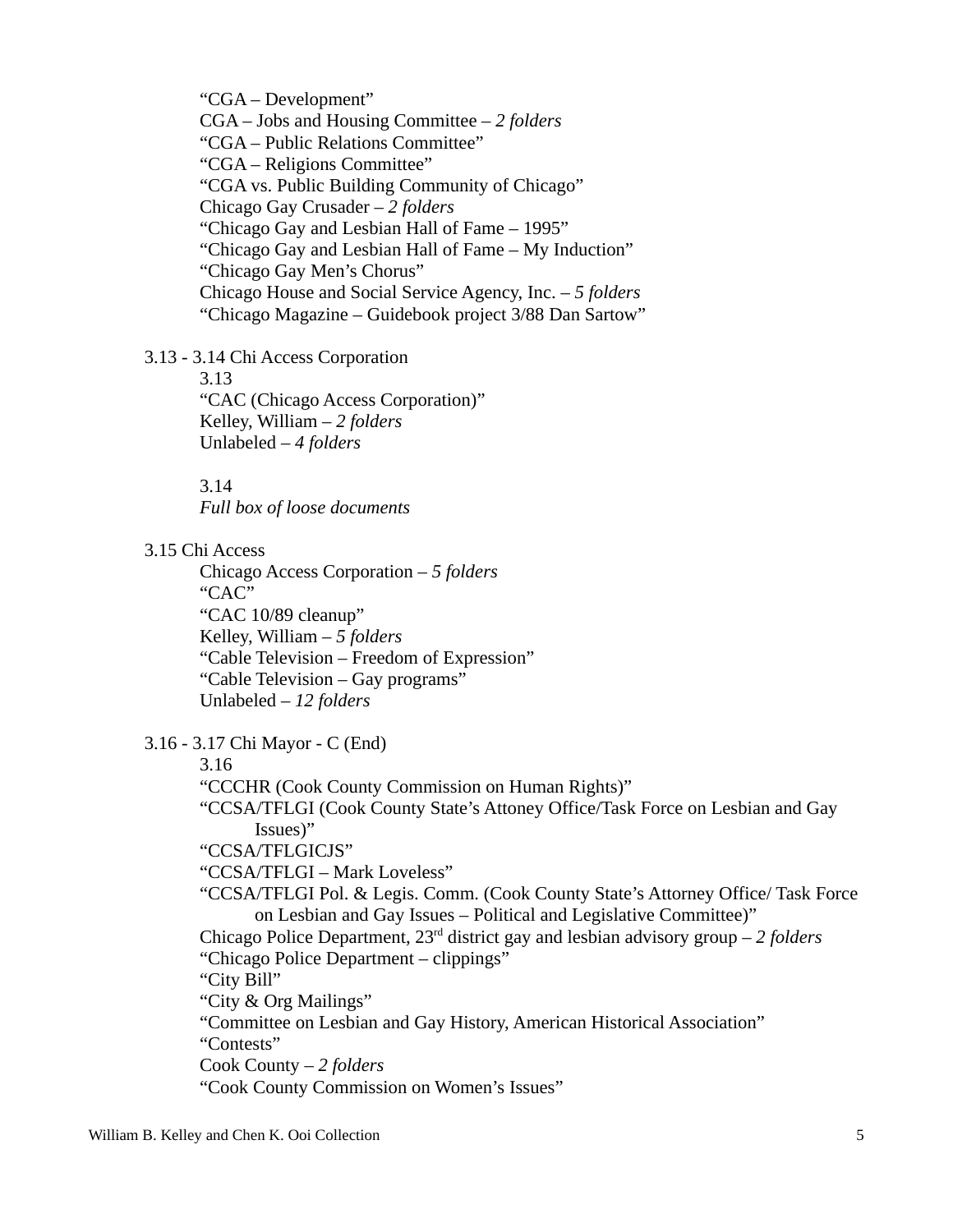“CGA – Development”
CGA – Jobs and Housing Committee – *2 folders*
“CGA – Public Relations Committee”
“CGA – Religions Committee”
“CGA vs. Public Building Community of Chicago”
Chicago Gay Crusader – *2 folders*
“Chicago Gay and Lesbian Hall of Fame – 1995”
“Chicago Gay and Lesbian Hall of Fame – My Induction”
“Chicago Gay Men’s Chorus”
Chicago House and Social Service Agency, Inc. – *5 folders*
“Chicago Magazine – Guidebook project 3/88 Dan Sartow”

3.13 - 3.14 Chi Access Corporation

3.13
“CAC (Chicago Access Corporation)”
Kelley, William – *2 folders*
Unlabeled – *4 folders*

3.14
*Full box of loose documents*

3.15 Chi Access

Chicago Access Corporation – *5 folders*
“CAC”
“CAC 10/89 cleanup”
Kelley, William – *5 folders*
“Cable Television – Freedom of Expression”
“Cable Television – Gay programs”
Unlabeled – *12 folders*

3.16 - 3.17 Chi Mayor - C (End)

3.16
“CCCHR (Cook County Commission on Human Rights)”
“CCSA/TFLGI (Cook County State’s Attoney Office/Task Force on Lesbian and Gay Issues)”
“CCSA/TFLGICJS”
“CCSA/TFLGI – Mark Loveless”
“CCSA/TFLGI Pol. & Legis. Comm. (Cook County State’s Attorney Office/ Task Force on Lesbian and Gay Issues – Political and Legislative Committee)”
Chicago Police Department, 23rd district gay and lesbian advisory group – *2 folders*
“Chicago Police Department – clippings”
“City Bill”
“City & Org Mailings”
“Committee on Lesbian and Gay History, American Historical Association”
“Contests”
Cook County – *2 folders*
“Cook County Commission on Women’s Issues”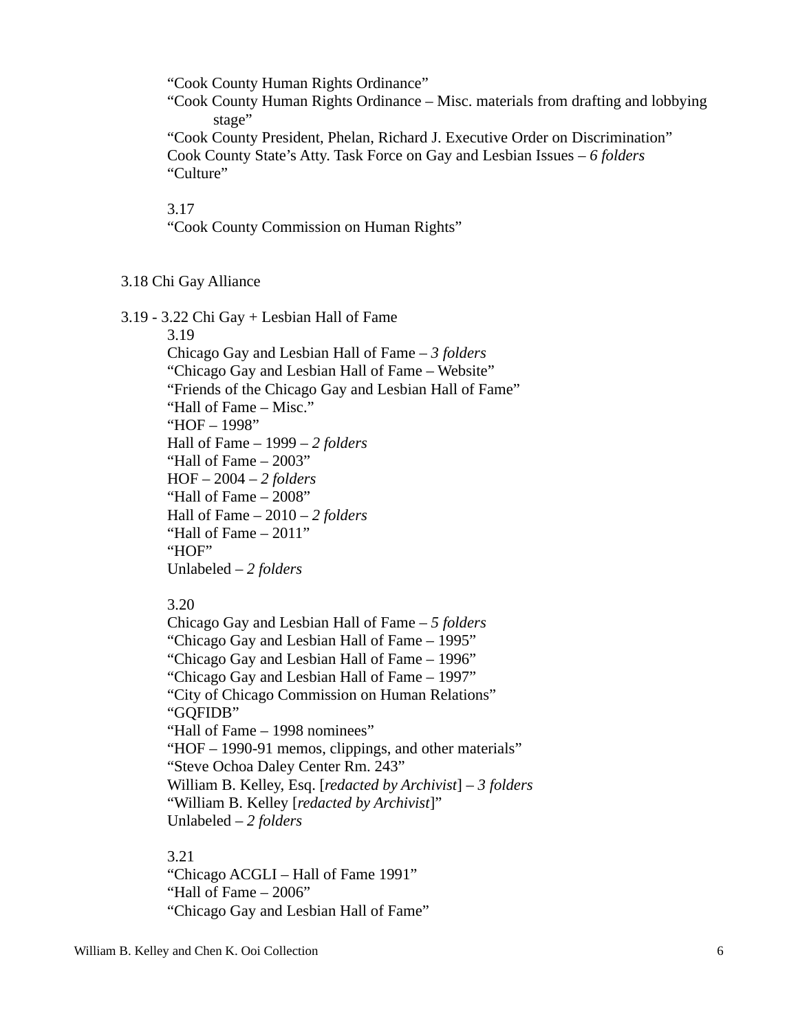"Cook County Human Rights Ordinance"
"Cook County Human Rights Ordinance – Misc. materials from drafting and lobbying stage"
"Cook County President, Phelan, Richard J. Executive Order on Discrimination"
Cook County State's Atty. Task Force on Gay and Lesbian Issues – *6 folders*
"Culture"

3.17
"Cook County Commission on Human Rights"

3.18 Chi Gay Alliance

3.19 - 3.22 Chi Gay + Lesbian Hall of Fame

3.19
Chicago Gay and Lesbian Hall of Fame – *3 folders*
"Chicago Gay and Lesbian Hall of Fame – Website"
"Friends of the Chicago Gay and Lesbian Hall of Fame"
"Hall of Fame – Misc."
"HOF – 1998"
Hall of Fame – 1999 – *2 folders*
"Hall of Fame – 2003"
HOF – 2004 – *2 folders*
"Hall of Fame – 2008"
Hall of Fame – 2010 – *2 folders*
"Hall of Fame – 2011"
"HOF"
Unlabeled – *2 folders*

3.20
Chicago Gay and Lesbian Hall of Fame – *5 folders*
"Chicago Gay and Lesbian Hall of Fame – 1995"
"Chicago Gay and Lesbian Hall of Fame – 1996"
"Chicago Gay and Lesbian Hall of Fame – 1997"
"City of Chicago Commission on Human Relations"
"GQFIDB"
"Hall of Fame – 1998 nominees"
"HOF – 1990-91 memos, clippings, and other materials"
"Steve Ochoa Daley Center Rm. 243"
William B. Kelley, Esq. [*redacted by Archivist*] – *3 folders*
"William B. Kelley [*redacted by Archivist*]"
Unlabeled – *2 folders*

3.21
"Chicago ACGLI – Hall of Fame 1991"
"Hall of Fame – 2006"
"Chicago Gay and Lesbian Hall of Fame"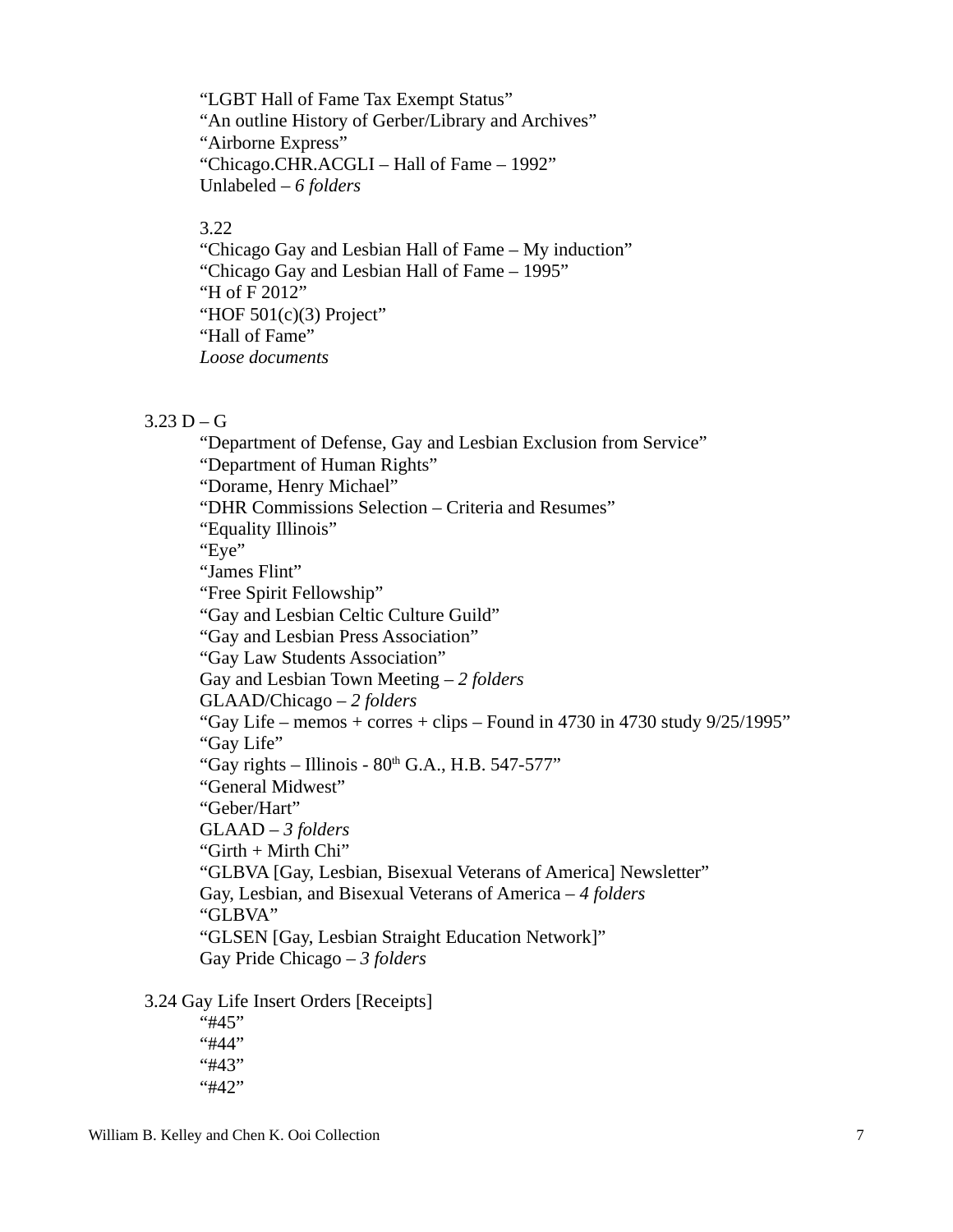“LGBT Hall of Fame Tax Exempt Status”
“An outline History of Gerber/Library and Archives”
“Airborne Express”
“Chicago.CHR.ACGLI – Hall of Fame – 1992”
Unlabeled – *6 folders*

3.22
“Chicago Gay and Lesbian Hall of Fame – My induction”
“Chicago Gay and Lesbian Hall of Fame – 1995”
“H of F 2012”
“HOF 501(c)(3) Project”
“Hall of Fame”
*Loose documents*

3.23 D – G
“Department of Defense, Gay and Lesbian Exclusion from Service”
“Department of Human Rights”
“Dorame, Henry Michael”
“DHR Commissions Selection – Criteria and Resumes”
“Equality Illinois”
“Eye”
“James Flint”
“Free Spirit Fellowship”
“Gay and Lesbian Celtic Culture Guild”
“Gay and Lesbian Press Association”
“Gay Law Students Association”
Gay and Lesbian Town Meeting – *2 folders*
GLAAD/Chicago – *2 folders*
“Gay Life – memos + corres + clips – Found in 4730 in 4730 study 9/25/1995”
“Gay Life”
“Gay rights – Illinois - 80th G.A., H.B. 547-577”
“General Midwest”
“Geber/Hart”
GLAAD – *3 folders*
“Girth + Mirth Chi”
“GLBVA [Gay, Lesbian, Bisexual Veterans of America] Newsletter”
Gay, Lesbian, and Bisexual Veterans of America – *4 folders*
“GLBVA”
“GLSEN [Gay, Lesbian Straight Education Network]”
Gay Pride Chicago – *3 folders*

3.24 Gay Life Insert Orders [Receipts]
“#45”
“#44”
“#43”
“#42”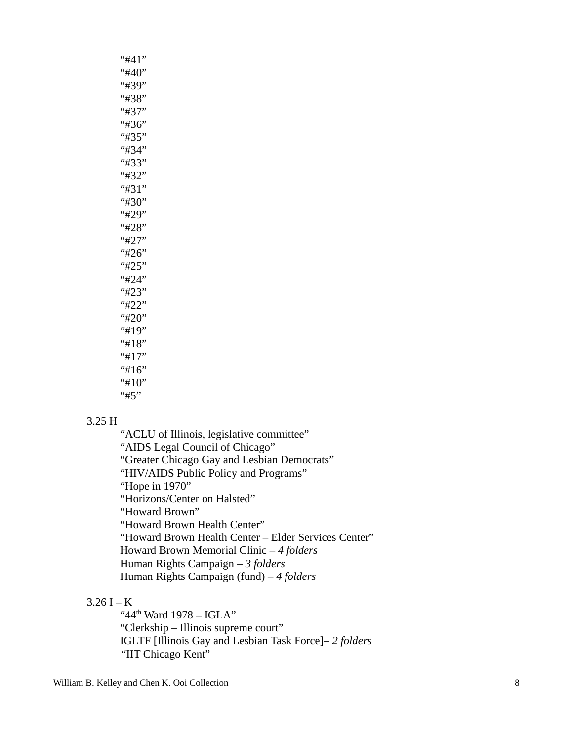"#41"
"#40"
"#39"
"#38"
"#37"
"#36"
"#35"
"#34"
"#33"
"#32"
"#31"
"#30"
"#29"
"#28"
"#27"
"#26"
"#25"
"#24"
"#23"
"#22"
"#20"
"#19"
"#18"
"#17"
"#16"
"#10"
"#5"

3.25 H

"ACLU of Illinois, legislative committee"
"AIDS Legal Council of Chicago"
"Greater Chicago Gay and Lesbian Democrats"
"HIV/AIDS Public Policy and Programs"
"Hope in 1970"
"Horizons/Center on Halsted"
"Howard Brown"
"Howard Brown Health Center"
"Howard Brown Health Center – Elder Services Center"
Howard Brown Memorial Clinic – *4 folders*
Human Rights Campaign – *3 folders*
Human Rights Campaign (fund) – *4 folders*

3.26 I – K

"44th Ward 1978 – IGLA"
"Clerkship – Illinois supreme court"
IGLTF [Illinois Gay and Lesbian Task Force]– *2 folders*
"IIT Chicago Kent"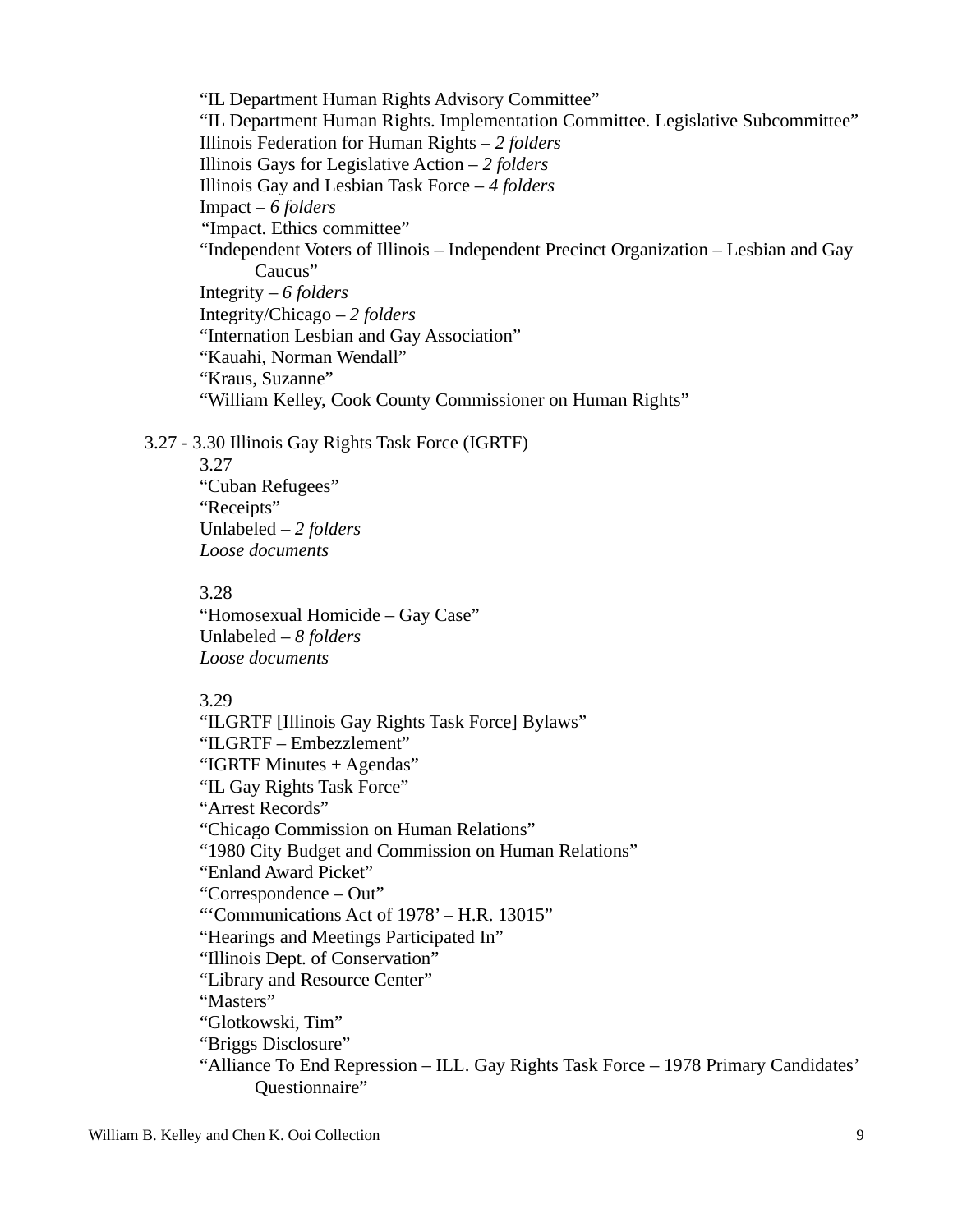“IL Department Human Rights Advisory Committee”
“IL Department Human Rights. Implementation Committee. Legislative Subcommittee”
Illinois Federation for Human Rights – *2 folders*
Illinois Gays for Legislative Action – *2 folders*
Illinois Gay and Lesbian Task Force – *4 folders*
Impact – *6 folders*
“Impact. Ethics committee”
“Independent Voters of Illinois – Independent Precinct Organization – Lesbian and Gay Caucus”
Integrity – *6 folders*
Integrity/Chicago – *2 folders*
“Internation Lesbian and Gay Association”
“Kauahi, Norman Wendall”
“Kraus, Suzanne”
“William Kelley, Cook County Commissioner on Human Rights”

3.27 - 3.30 Illinois Gay Rights Task Force (IGRTF)

3.27
“Cuban Refugees”
“Receipts”
Unlabeled – *2 folders*
*Loose documents*

3.28
“Homosexual Homicide – Gay Case”
Unlabeled – *8 folders*
*Loose documents*

3.29
“ILGRTF [Illinois Gay Rights Task Force] Bylaws”
“ILGRTF – Embezzlement”
“IGRTF Minutes + Agendas”
“IL Gay Rights Task Force”
“Arrest Records”
“Chicago Commission on Human Relations”
“1980 City Budget and Commission on Human Relations”
“Enland Award Picket”
“Correspondence – Out”
“‘Communications Act of 1978’ – H.R. 13015”
“Hearings and Meetings Participated In”
“Illinois Dept. of Conservation”
“Library and Resource Center”
“Masters”
“Glotkowski, Tim”
“Briggs Disclosure”
“Alliance To End Repression – ILL. Gay Rights Task Force – 1978 Primary Candidates’ Questionnaire”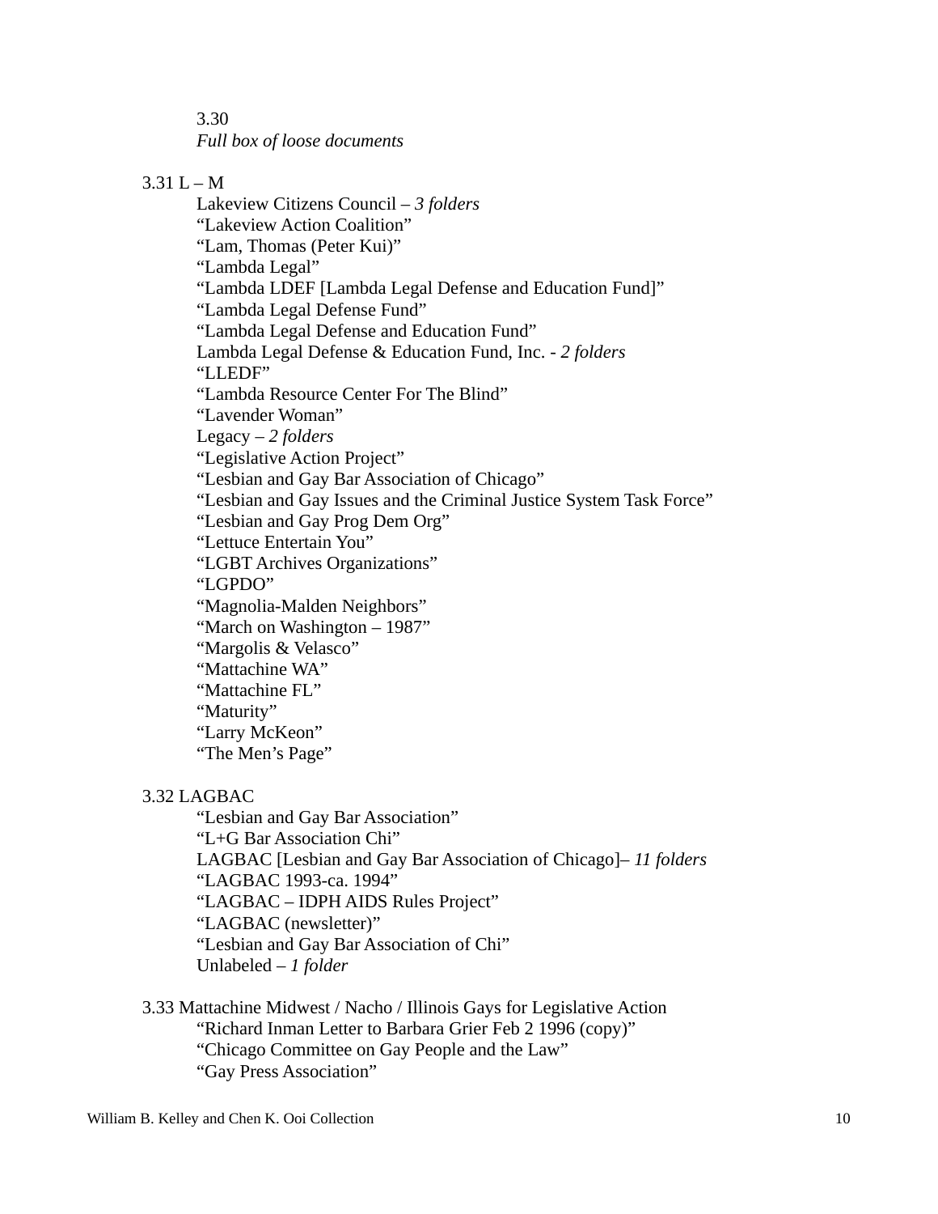3.30
*Full box of loose documents*

3.31 L – M

- Lakeview Citizens Council – *3 folders*
- “Lakeview Action Coalition”
- “Lam, Thomas (Peter Kui)”
- “Lambda Legal”
- “Lambda LDEF [Lambda Legal Defense and Education Fund]”
- “Lambda Legal Defense Fund”
- “Lambda Legal Defense and Education Fund”
- Lambda Legal Defense & Education Fund, Inc. - *2 folders*
- “LLEDF”
- “Lambda Resource Center For The Blind”
- “Lavender Woman”
- Legacy – *2 folders*
- “Legislative Action Project”
- “Lesbian and Gay Bar Association of Chicago”
- “Lesbian and Gay Issues and the Criminal Justice System Task Force”
- “Lesbian and Gay Prog Dem Org”
- “Lettuce Entertain You”
- “LGBT Archives Organizations”
- “LGPDO”
- “Magnolia-Malden Neighbors”
- “March on Washington – 1987”
- “Margolis & Velasco”
- “Mattachine WA”
- “Mattachine FL”
- “Maturity”
- “Larry McKeon”
- “The Men’s Page”

3.32 LAGBAC

- “Lesbian and Gay Bar Association”
- “L+G Bar Association Chi”
- LAGBAC [Lesbian and Gay Bar Association of Chicago]– *11 folders*
- “LAGBAC 1993-ca. 1994”
- “LAGBAC – IDPH AIDS Rules Project”
- “LAGBAC (newsletter)”
- “Lesbian and Gay Bar Association of Chi”
- Unlabeled – *1 folder*

3.33 Mattachine Midwest / Nacho / Illinois Gays for Legislative Action

- “Richard Inman Letter to Barbara Grier Feb 2 1996 (copy)”
- “Chicago Committee on Gay People and the Law”
- “Gay Press Association”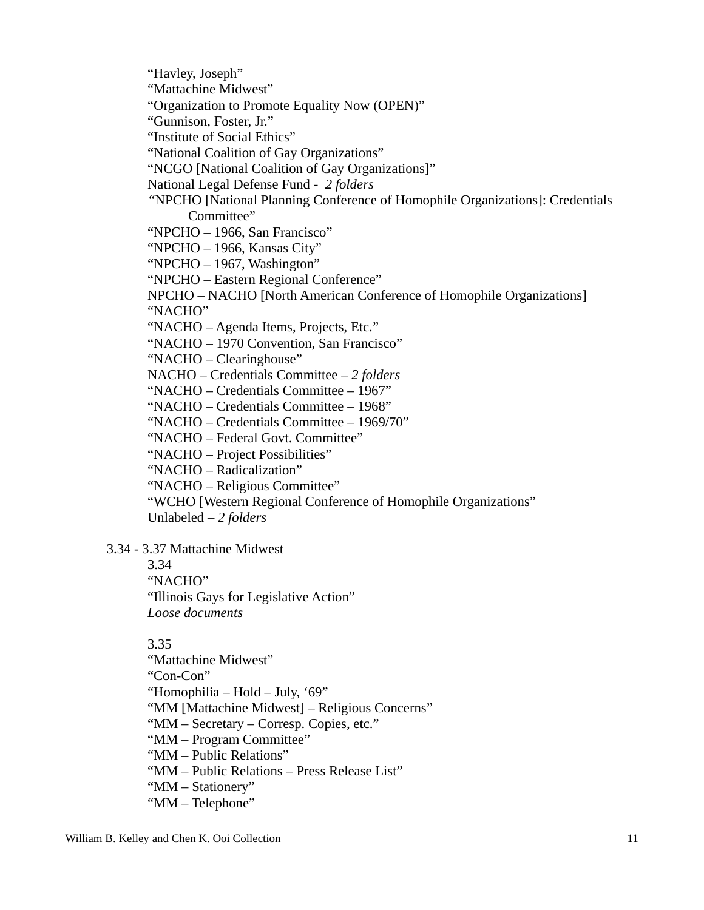"Havley, Joseph"
"Mattachine Midwest"
"Organization to Promote Equality Now (OPEN)"
"Gunnison, Foster, Jr."
"Institute of Social Ethics"
"National Coalition of Gay Organizations"
"NCGO [National Coalition of Gay Organizations]"
National Legal Defense Fund - *2 folders*
"NPCHO [National Planning Conference of Homophile Organizations]: Credentials Committee"
"NPCHO – 1966, San Francisco"
"NPCHO – 1966, Kansas City"
"NPCHO – 1967, Washington"
"NPCHO – Eastern Regional Conference"
NPCHO – NACHO [North American Conference of Homophile Organizations]
"NACHO"
"NACHO – Agenda Items, Projects, Etc."
"NACHO – 1970 Convention, San Francisco"
"NACHO – Clearinghouse"
NACHO – Credentials Committee – *2 folders*
"NACHO – Credentials Committee – 1967"
"NACHO – Credentials Committee – 1968"
"NACHO – Credentials Committee – 1969/70"
"NACHO – Federal Govt. Committee"
"NACHO – Project Possibilities"
"NACHO – Radicalization"
"NACHO – Religious Committee"
"WCHO [Western Regional Conference of Homophile Organizations"
Unlabeled – *2 folders*

3.34 - 3.37 Mattachine Midwest

3.34
"NACHO"
"Illinois Gays for Legislative Action"
*Loose documents*

3.35
"Mattachine Midwest"
"Con-Con"
"Homophilia – Hold – July, '69"
"MM [Mattachine Midwest] – Religious Concerns"
"MM – Secretary – Corresp. Copies, etc."
"MM – Program Committee"
"MM – Public Relations"
"MM – Public Relations – Press Release List"
"MM – Stationery"
"MM – Telephone"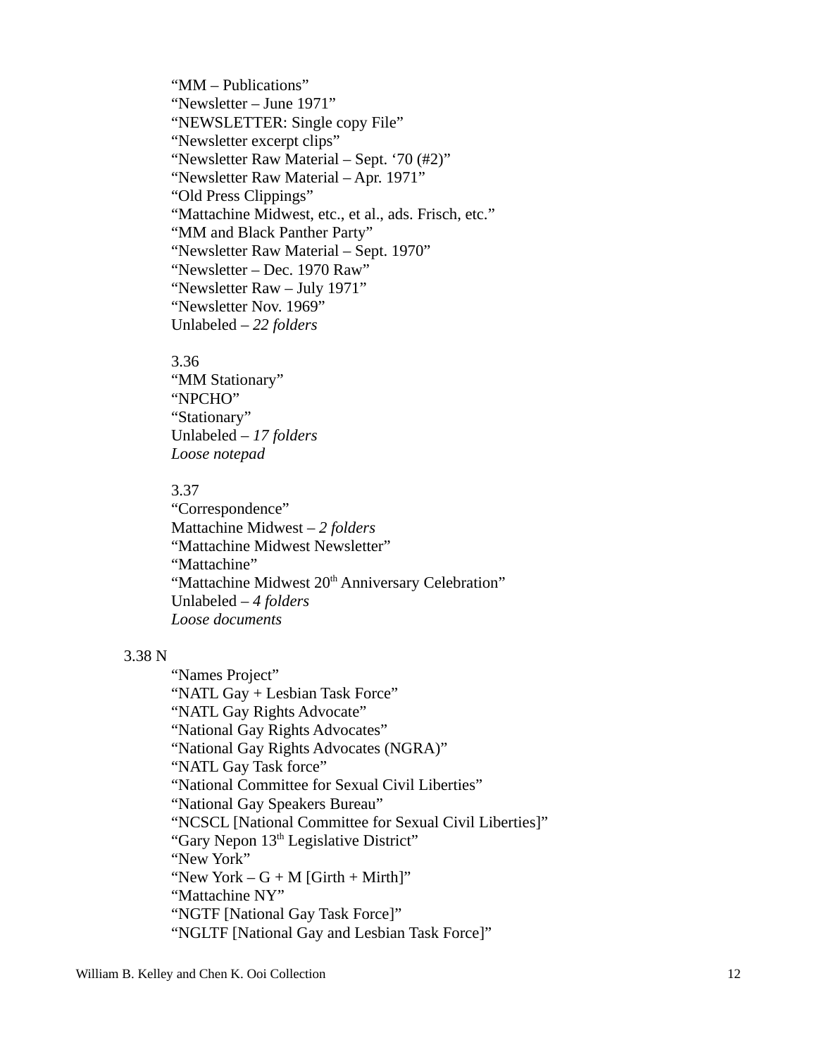"MM – Publications"
"Newsletter – June 1971"
"NEWSLETTER: Single copy File"
"Newsletter excerpt clips"
"Newsletter Raw Material – Sept. '70 (#2)"
"Newsletter Raw Material – Apr. 1971"
"Old Press Clippings"
"Mattachine Midwest, etc., et al., ads. Frisch, etc."
"MM and Black Panther Party"
"Newsletter Raw Material – Sept. 1970"
"Newsletter – Dec. 1970 Raw"
"Newsletter Raw – July 1971"
"Newsletter Nov. 1969"
Unlabeled – *22 folders*

3.36
"MM Stationary"
"NPCHO"
"Stationary"
Unlabeled – *17 folders*
*Loose notepad*

3.37
"Correspondence"
Mattachine Midwest – *2 folders*
"Mattachine Midwest Newsletter"
"Mattachine"
"Mattachine Midwest 20th Anniversary Celebration"
Unlabeled – *4 folders*
*Loose documents*

3.38 N

"Names Project"
"NATL Gay + Lesbian Task Force"
"NATL Gay Rights Advocate"
"National Gay Rights Advocates"
"National Gay Rights Advocates (NGRA)"
"NATL Gay Task force"
"National Committee for Sexual Civil Liberties"
"National Gay Speakers Bureau"
"NCSCL [National Committee for Sexual Civil Liberties]"
"Gary Nepon 13th Legislative District"
"New York"
"New York – G + M [Girth + Mirth]"
"Mattachine NY"
"NGTF [National Gay Task Force]"
"NGLTF [National Gay and Lesbian Task Force]"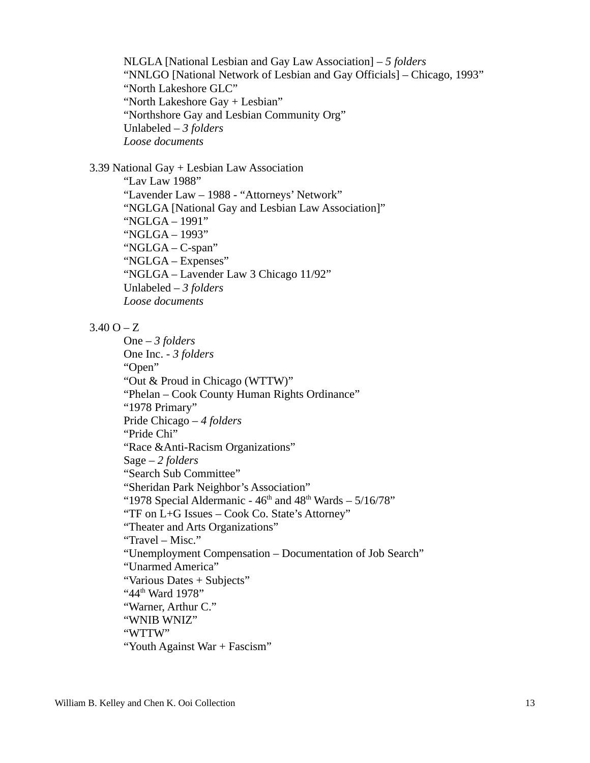NLGLA [National Lesbian and Gay Law Association] – *5 folders*
"NNLGO [National Network of Lesbian and Gay Officials] – Chicago, 1993"
"North Lakeshore GLC"
"North Lakeshore Gay + Lesbian"
"Northshore Gay and Lesbian Community Org"
Unlabeled – *3 folders*
*Loose documents*

3.39 National Gay + Lesbian Law Association
"Lav Law 1988"
"Lavender Law – 1988 - "Attorneys' Network"
"NGLGA [National Gay and Lesbian Law Association]"
"NGLGA – 1991"
"NGLGA – 1993"
"NGLGA – C-span"
"NGLGA – Expenses"
"NGLGA – Lavender Law 3 Chicago 11/92"
Unlabeled – *3 folders*
*Loose documents*

3.40 O – Z
One – *3 folders*
One Inc. - *3 folders*
"Open"
"Out & Proud in Chicago (WTTW)"
"Phelan – Cook County Human Rights Ordinance"
"1978 Primary"
Pride Chicago – *4 folders*
"Pride Chi"
"Race &Anti-Racism Organizations"
Sage – *2 folders*
"Search Sub Committee"
"Sheridan Park Neighbor's Association"
"1978 Special Aldermanic - 46th and 48th Wards – 5/16/78"
"TF on L+G Issues – Cook Co. State's Attorney"
"Theater and Arts Organizations"
"Travel – Misc."
"Unemployment Compensation – Documentation of Job Search"
"Unarmed America"
"Various Dates + Subjects"
"44th Ward 1978"
"Warner, Arthur C."
"WNIB WNIZ"
"WTTW"
"Youth Against War + Fascism"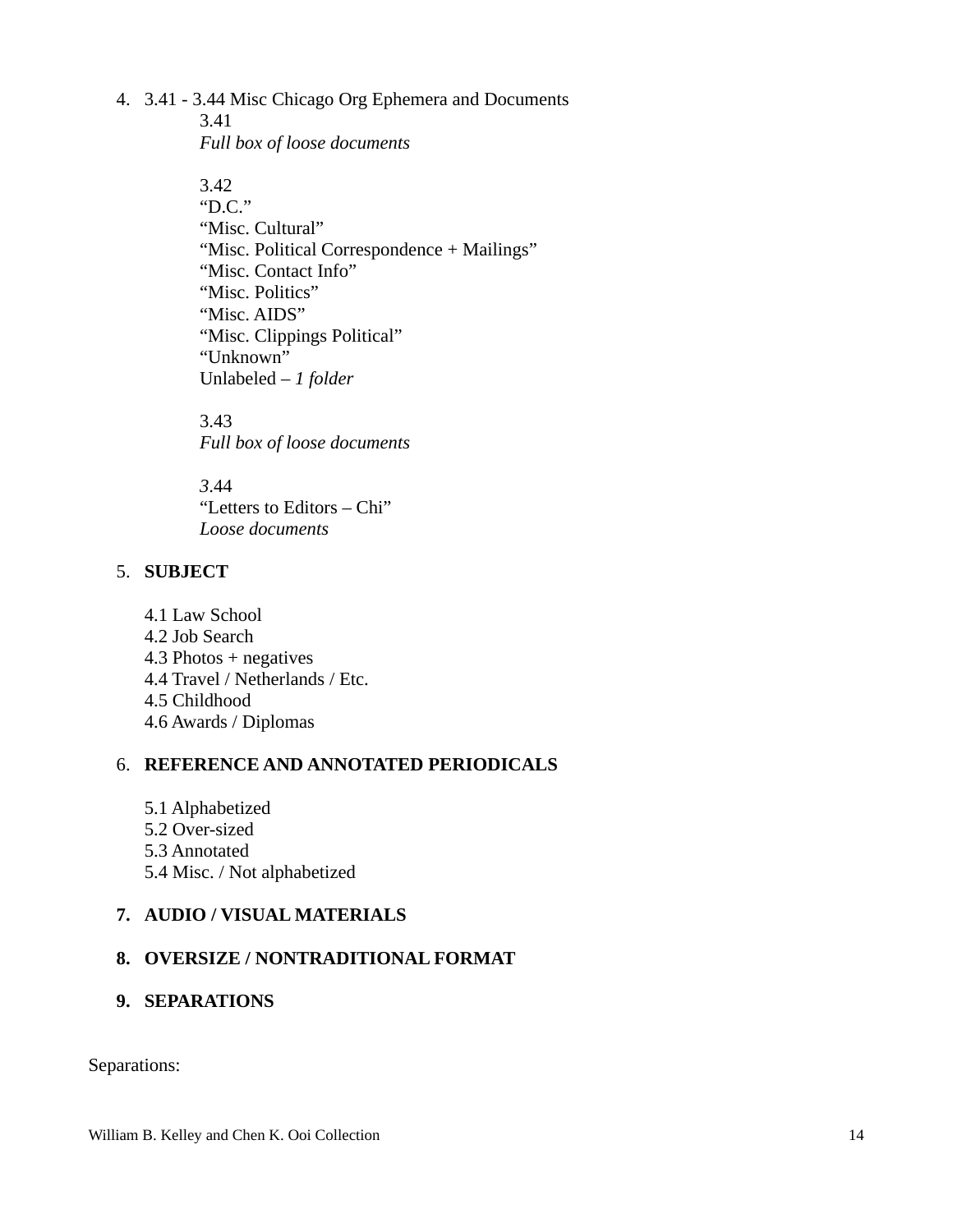4. 3.41 - 3.44 Misc Chicago Org Ephemera and Documents

    3.41
    *Full box of loose documents*

    3.42
    “D.C.”
    “Misc. Cultural”
    “Misc. Political Correspondence + Mailings”
    “Misc. Contact Info”
    “Misc. Politics”
    “Misc. AIDS”
    “Misc. Clippings Political”
    “Unknown”
    Unlabeled – *1 folder*

    3.43
    *Full box of loose documents*

    *3*.44
    “Letters to Editors – Chi”
    *Loose documents*

5. **SUBJECT**

    4.1 Law School
    4.2 Job Search
    4.3 Photos + negatives
    4.4 Travel / Netherlands / Etc.
    4.5 Childhood
    4.6 Awards / Diplomas

6. **REFERENCE AND ANNOTATED PERIODICALS**

    5.1 Alphabetized
    5.2 Over-sized
    5.3 Annotated
    5.4 Misc. / Not alphabetized

7. **AUDIO / VISUAL MATERIALS**

8. **OVERSIZE / NONTRADITIONAL FORMAT**

9. **SEPARATIONS**

Separations: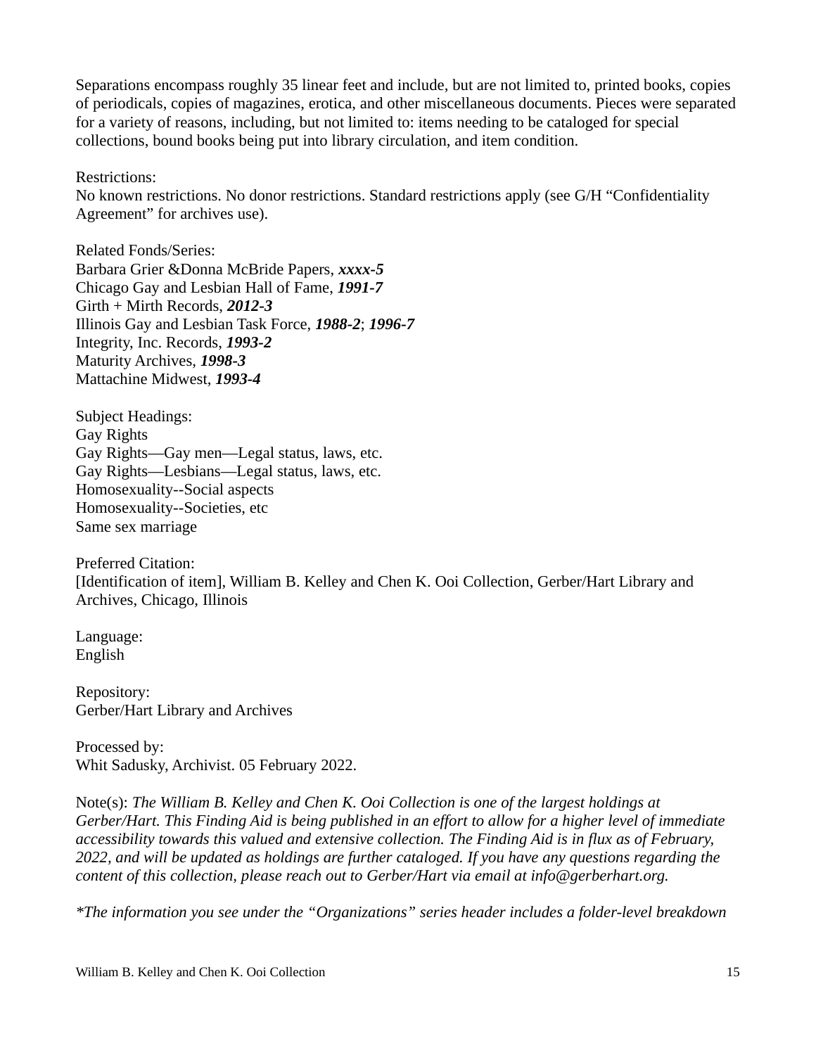Separations encompass roughly 35 linear feet and include, but are not limited to, printed books, copies of periodicals, copies of magazines, erotica, and other miscellaneous documents. Pieces were separated for a variety of reasons, including, but not limited to: items needing to be cataloged for special collections, bound books being put into library circulation, and item condition.

Restrictions:
No known restrictions. No donor restrictions. Standard restrictions apply (see G/H "Confidentiality Agreement" for archives use).

Related Fonds/Series:
Barbara Grier &Donna McBride Papers, ***xxxx-5***
Chicago Gay and Lesbian Hall of Fame, ***1991-7***
Girth + Mirth Records, ***2012-3***
Illinois Gay and Lesbian Task Force, ***1988-2***; ***1996-7***
Integrity, Inc. Records, ***1993-2***
Maturity Archives, ***1998-3***
Mattachine Midwest, ***1993-4***

Subject Headings:
Gay Rights
Gay Rights—Gay men—Legal status, laws, etc.
Gay Rights—Lesbians—Legal status, laws, etc.
Homosexuality--Social aspects
Homosexuality--Societies, etc
Same sex marriage

Preferred Citation:
[Identification of item], William B. Kelley and Chen K. Ooi Collection, Gerber/Hart Library and Archives, Chicago, Illinois

Language:
English

Repository:
Gerber/Hart Library and Archives

Processed by:
Whit Sadusky, Archivist. 05 February 2022.

Note(s): *The William B. Kelley and Chen K. Ooi Collection is one of the largest holdings at Gerber/Hart. This Finding Aid is being published in an effort to allow for a higher level of immediate accessibility towards this valued and extensive collection. The Finding Aid is in flux as of February, 2022, and will be updated as holdings are further cataloged. If you have any questions regarding the content of this collection, please reach out to Gerber/Hart via email at info@gerberhart.org.*

*\*The information you see under the "Organizations" series header includes a folder-level breakdown*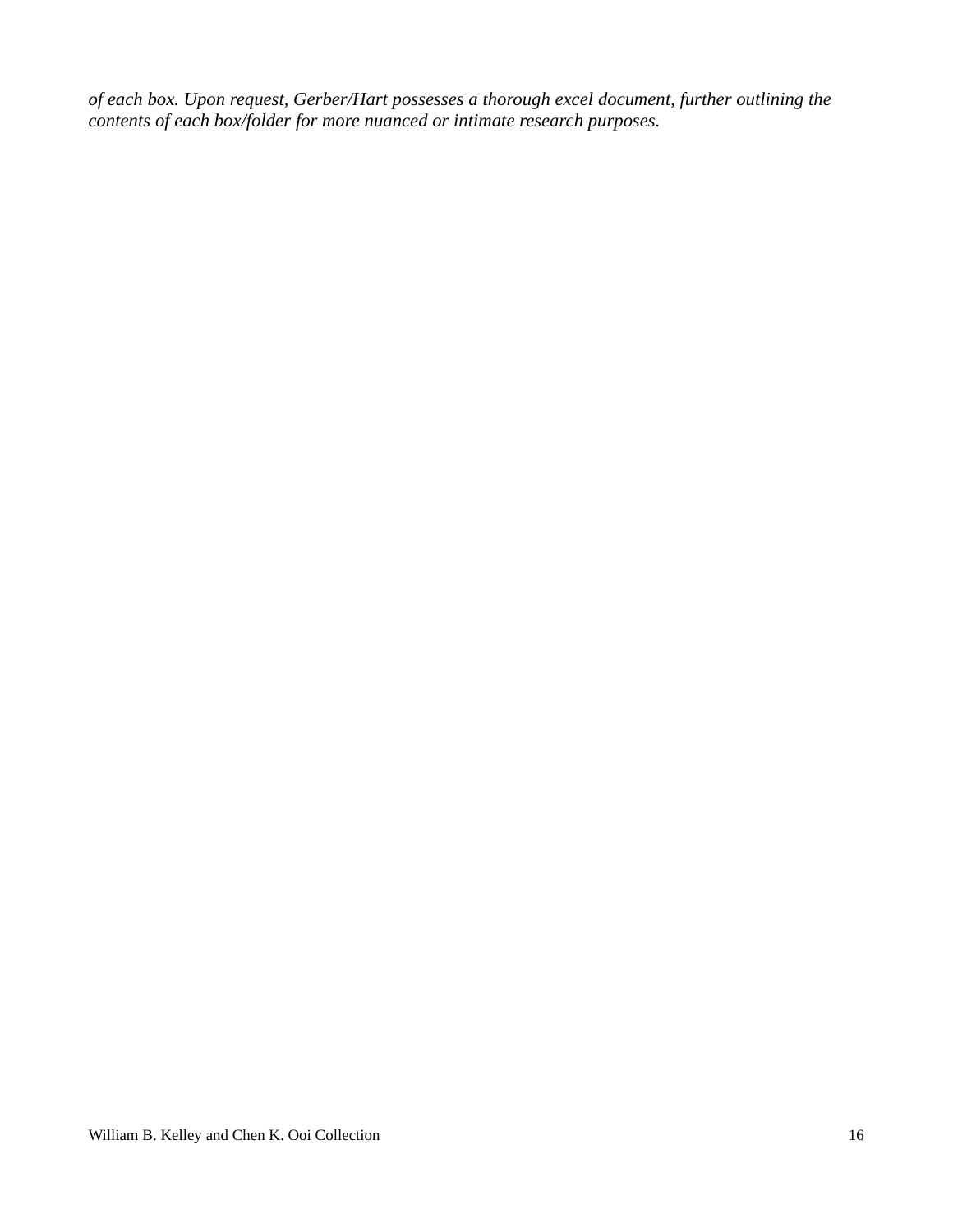*of each box. Upon request, Gerber/Hart possesses a thorough excel document, further outlining the contents of each box/folder for more nuanced or intimate research purposes.*